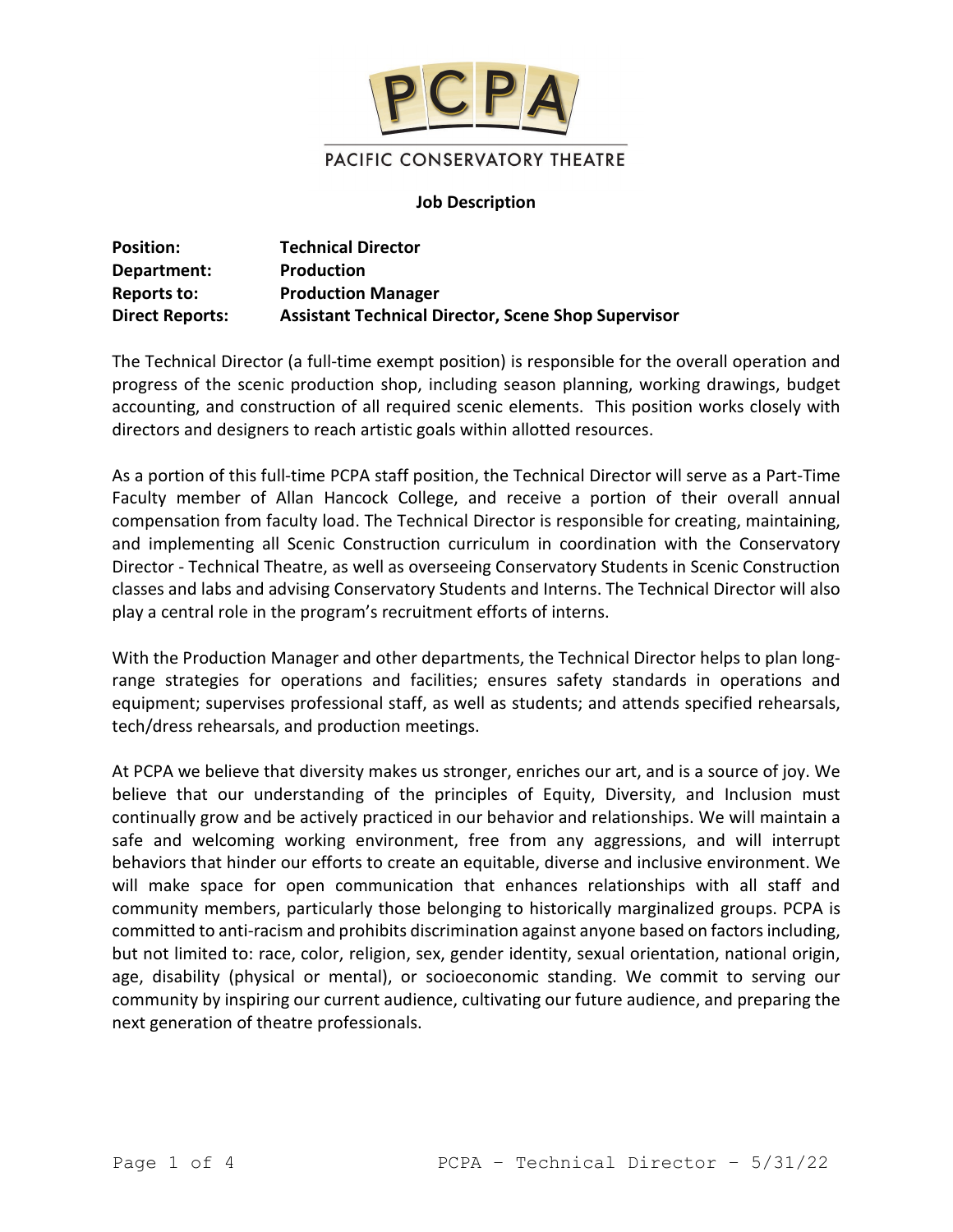PCPA

PACIFIC CONSERVATORY THEATRE

**Job Description**

**Position:** **Technical Director**
**Department:** **Production**
**Reports to:** **Production Manager**
**Direct Reports:** **Assistant Technical Director, Scene Shop Supervisor**

The Technical Director (a full-time exempt position) is responsible for the overall operation and progress of the scenic production shop, including season planning, working drawings, budget accounting, and construction of all required scenic elements. This position works closely with directors and designers to reach artistic goals within allotted resources.

As a portion of this full-time PCPA staff position, the Technical Director will serve as a Part-Time Faculty member of Allan Hancock College, and receive a portion of their overall annual compensation from faculty load. The Technical Director is responsible for creating, maintaining, and implementing all Scenic Construction curriculum in coordination with the Conservatory Director - Technical Theatre, as well as overseeing Conservatory Students in Scenic Construction classes and labs and advising Conservatory Students and Interns. The Technical Director will also play a central role in the program's recruitment efforts of interns.

With the Production Manager and other departments, the Technical Director helps to plan long-range strategies for operations and facilities; ensures safety standards in operations and equipment; supervises professional staff, as well as students; and attends specified rehearsals, tech/dress rehearsals, and production meetings.

At PCPA we believe that diversity makes us stronger, enriches our art, and is a source of joy. We believe that our understanding of the principles of Equity, Diversity, and Inclusion must continually grow and be actively practiced in our behavior and relationships. We will maintain a safe and welcoming working environment, free from any aggressions, and will interrupt behaviors that hinder our efforts to create an equitable, diverse and inclusive environment. We will make space for open communication that enhances relationships with all staff and community members, particularly those belonging to historically marginalized groups. PCPA is committed to anti-racism and prohibits discrimination against anyone based on factors including, but not limited to: race, color, religion, sex, gender identity, sexual orientation, national origin, age, disability (physical or mental), or socioeconomic standing. We commit to serving our community by inspiring our current audience, cultivating our future audience, and preparing the next generation of theatre professionals.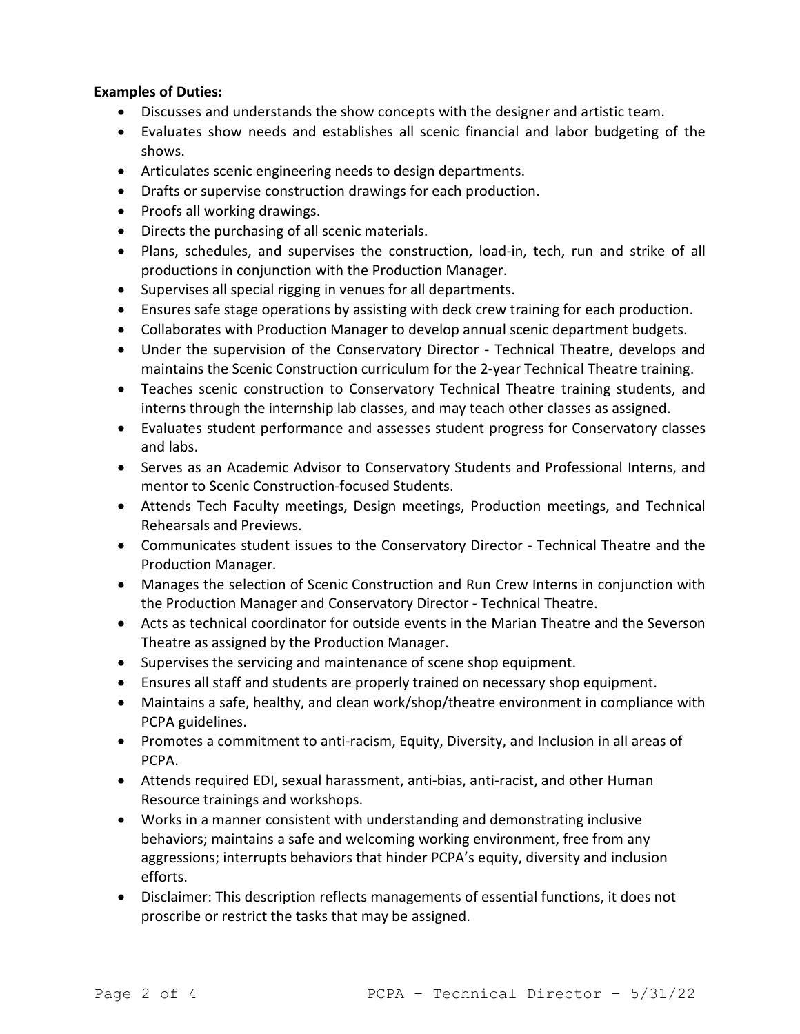**Examples of Duties:**

- Discusses and understands the show concepts with the designer and artistic team.
- Evaluates show needs and establishes all scenic financial and labor budgeting of the shows.
- Articulates scenic engineering needs to design departments.
- Drafts or supervise construction drawings for each production.
- Proofs all working drawings.
- Directs the purchasing of all scenic materials.
- Plans, schedules, and supervises the construction, load-in, tech, run and strike of all productions in conjunction with the Production Manager.
- Supervises all special rigging in venues for all departments.
- Ensures safe stage operations by assisting with deck crew training for each production.
- Collaborates with Production Manager to develop annual scenic department budgets.
- Under the supervision of the Conservatory Director - Technical Theatre, develops and maintains the Scenic Construction curriculum for the 2-year Technical Theatre training.
- Teaches scenic construction to Conservatory Technical Theatre training students, and interns through the internship lab classes, and may teach other classes as assigned.
- Evaluates student performance and assesses student progress for Conservatory classes and labs.
- Serves as an Academic Advisor to Conservatory Students and Professional Interns, and mentor to Scenic Construction-focused Students.
- Attends Tech Faculty meetings, Design meetings, Production meetings, and Technical Rehearsals and Previews.
- Communicates student issues to the Conservatory Director - Technical Theatre and the Production Manager.
- Manages the selection of Scenic Construction and Run Crew Interns in conjunction with the Production Manager and Conservatory Director - Technical Theatre.
- Acts as technical coordinator for outside events in the Marian Theatre and the Severson Theatre as assigned by the Production Manager.
- Supervises the servicing and maintenance of scene shop equipment.
- Ensures all staff and students are properly trained on necessary shop equipment.
- Maintains a safe, healthy, and clean work/shop/theatre environment in compliance with PCPA guidelines.
- Promotes a commitment to anti-racism, Equity, Diversity, and Inclusion in all areas of PCPA.
- Attends required EDI, sexual harassment, anti-bias, anti-racist, and other Human Resource trainings and workshops.
- Works in a manner consistent with understanding and demonstrating inclusive behaviors; maintains a safe and welcoming working environment, free from any aggressions; interrupts behaviors that hinder PCPA's equity, diversity and inclusion efforts.
- Disclaimer: This description reflects managements of essential functions, it does not proscribe or restrict the tasks that may be assigned.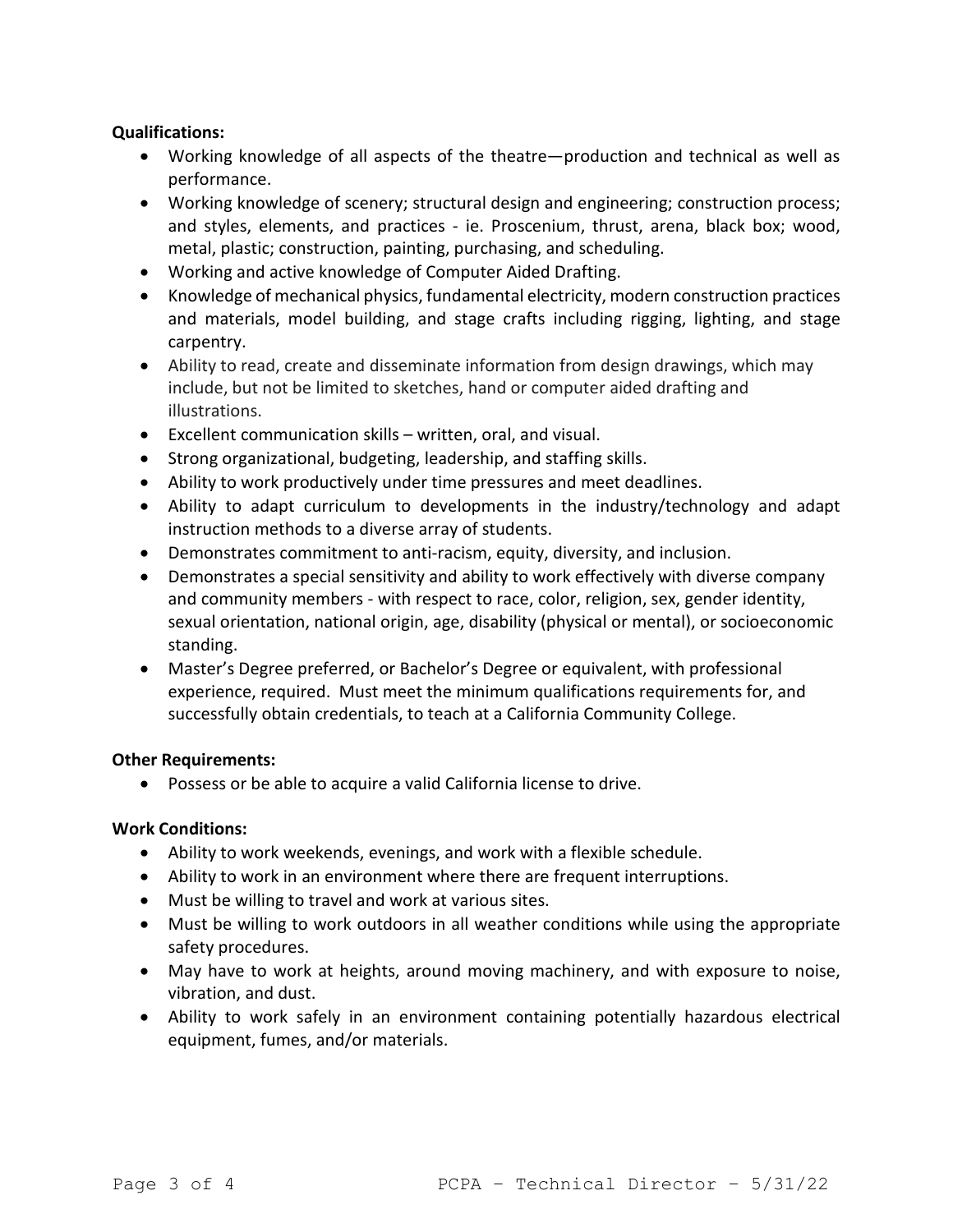**Qualifications:**

- Working knowledge of all aspects of the theatre—production and technical as well as performance.
- Working knowledge of scenery; structural design and engineering; construction process; and styles, elements, and practices - ie. Proscenium, thrust, arena, black box; wood, metal, plastic; construction, painting, purchasing, and scheduling.
- Working and active knowledge of Computer Aided Drafting.
- Knowledge of mechanical physics, fundamental electricity, modern construction practices and materials, model building, and stage crafts including rigging, lighting, and stage carpentry.
- Ability to read, create and disseminate information from design drawings, which may include, but not be limited to sketches, hand or computer aided drafting and illustrations.
- Excellent communication skills – written, oral, and visual.
- Strong organizational, budgeting, leadership, and staffing skills.
- Ability to work productively under time pressures and meet deadlines.
- Ability to adapt curriculum to developments in the industry/technology and adapt instruction methods to a diverse array of students.
- Demonstrates commitment to anti-racism, equity, diversity, and inclusion.
- Demonstrates a special sensitivity and ability to work effectively with diverse company and community members - with respect to race, color, religion, sex, gender identity, sexual orientation, national origin, age, disability (physical or mental), or socioeconomic standing.
- Master's Degree preferred, or Bachelor's Degree or equivalent, with professional experience, required. Must meet the minimum qualifications requirements for, and successfully obtain credentials, to teach at a California Community College.

**Other Requirements:**

- Possess or be able to acquire a valid California license to drive.

**Work Conditions:**

- Ability to work weekends, evenings, and work with a flexible schedule.
- Ability to work in an environment where there are frequent interruptions.
- Must be willing to travel and work at various sites.
- Must be willing to work outdoors in all weather conditions while using the appropriate safety procedures.
- May have to work at heights, around moving machinery, and with exposure to noise, vibration, and dust.
- Ability to work safely in an environment containing potentially hazardous electrical equipment, fumes, and/or materials.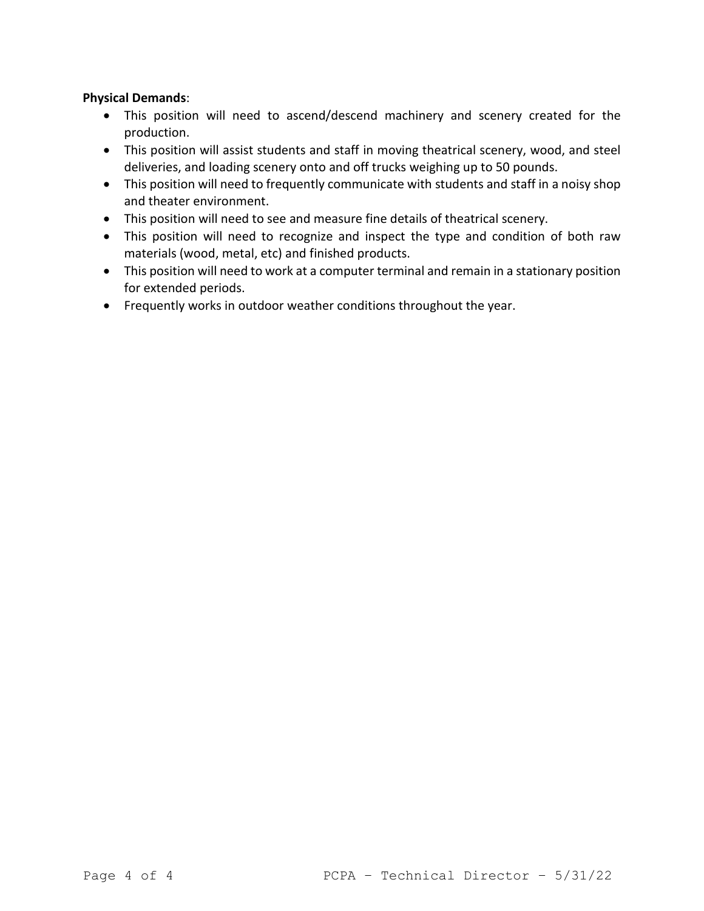**Physical Demands**:

- This position will need to ascend/descend machinery and scenery created for the production.
- This position will assist students and staff in moving theatrical scenery, wood, and steel deliveries, and loading scenery onto and off trucks weighing up to 50 pounds.
- This position will need to frequently communicate with students and staff in a noisy shop and theater environment.
- This position will need to see and measure fine details of theatrical scenery.
- This position will need to recognize and inspect the type and condition of both raw materials (wood, metal, etc) and finished products.
- This position will need to work at a computer terminal and remain in a stationary position for extended periods.
- Frequently works in outdoor weather conditions throughout the year.